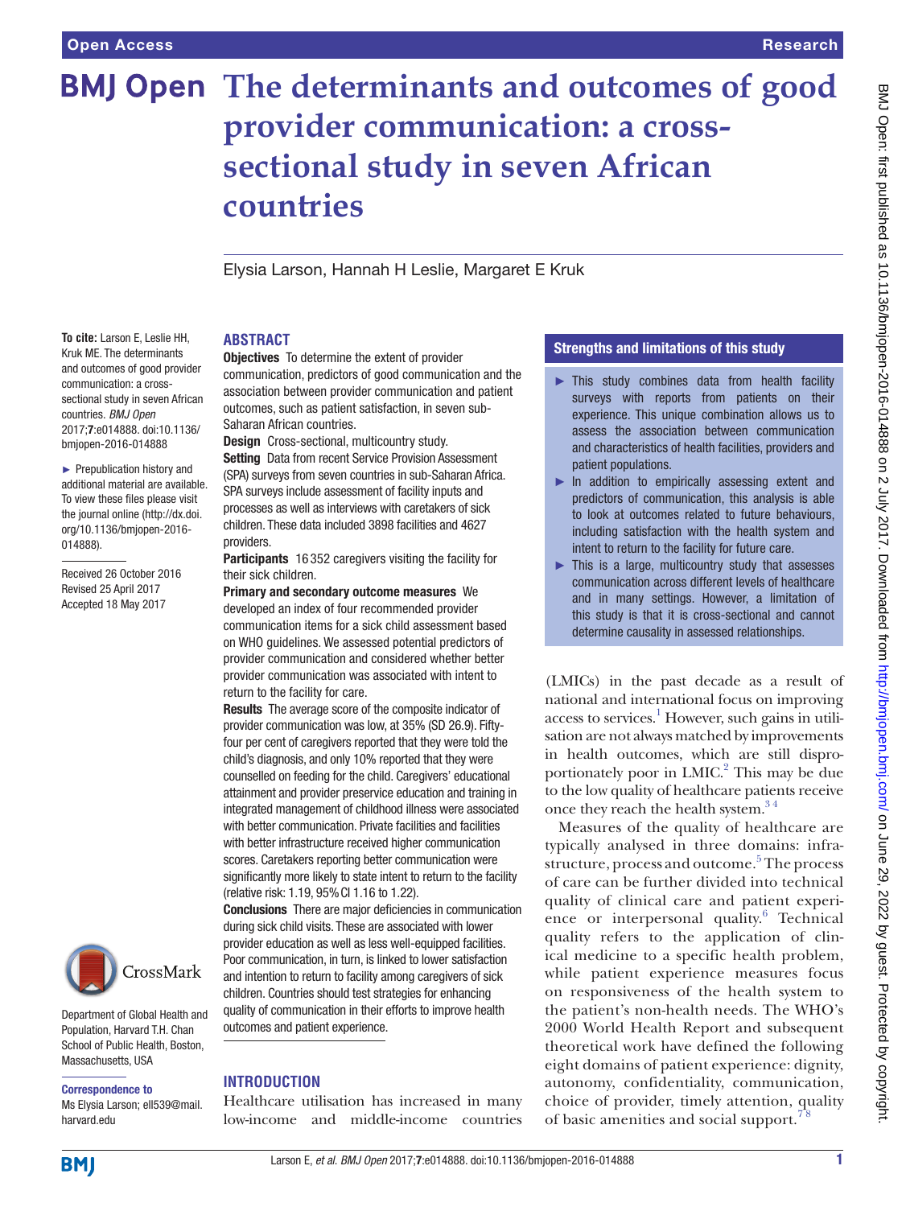# The determinants and outcomes of good provider communication: a cross-sectional study in seven African countries

Elysia Larson, Hannah H Leslie, Margaret E Kruk

**To cite:** Larson E, Leslie HH, Kruk ME. The determinants and outcomes of good provider communication: a cross-sectional study in seven African countries. *BMJ Open* 2017;**7**:e014888. doi:10.1136/bmjopen-2016-014888

► Prepublication history and additional material are available. To view these files please visit the journal online (http://dx.doi.org/10.1136/bmjopen-2016-014888).

Received 26 October 2016
Revised 25 April 2017
Accepted 18 May 2017

Department of Global Health and Population, Harvard T.H. Chan School of Public Health, Boston, Massachusetts, USA

**Correspondence to**
Ms Elysia Larson; ell539@mail.harvard.edu

## ABSTRACT

**Objectives** To determine the extent of provider communication, predictors of good communication and the association between provider communication and patient outcomes, such as patient satisfaction, in seven sub-Saharan African countries.

**Design** Cross-sectional, multicountry study.

**Setting** Data from recent Service Provision Assessment (SPA) surveys from seven countries in sub-Saharan Africa. SPA surveys include assessment of facility inputs and processes as well as interviews with caretakers of sick children. These data included 3898 facilities and 4627 providers.

**Participants** 16 352 caregivers visiting the facility for their sick children.

**Primary and secondary outcome measures** We developed an index of four recommended provider communication items for a sick child assessment based on WHO guidelines. We assessed potential predictors of provider communication and considered whether better provider communication was associated with intent to return to the facility for care.

**Results** The average score of the composite indicator of provider communication was low, at 35% (SD 26.9). Fifty-four per cent of caregivers reported that they were told the child's diagnosis, and only 10% reported that they were counselled on feeding for the child. Caregivers' educational attainment and provider preservice education and training in integrated management of childhood illness were associated with better communication. Private facilities and facilities with better infrastructure received higher communication scores. Caretakers reporting better communication were significantly more likely to state intent to return to the facility (relative risk: 1.19, 95% CI 1.16 to 1.22).

**Conclusions** There are major deficiencies in communication during sick child visits. These are associated with lower provider education as well as less well-equipped facilities. Poor communication, in turn, is linked to lower satisfaction and intention to return to facility among caregivers of sick children. Countries should test strategies for enhancing quality of communication in their efforts to improve health outcomes and patient experience.

## Strengths and limitations of this study

- ► This study combines data from health facility surveys with reports from patients on their experience. This unique combination allows us to assess the association between communication and characteristics of health facilities, providers and patient populations.
- ► In addition to empirically assessing extent and predictors of communication, this analysis is able to look at outcomes related to future behaviours, including satisfaction with the health system and intent to return to the facility for future care.
- ► This is a large, multicountry study that assesses communication across different levels of healthcare and in many settings. However, a limitation of this study is that it is cross-sectional and cannot determine causality in assessed relationships.

## INTRODUCTION

Healthcare utilisation has increased in many low-income and middle-income countries (LMICs) in the past decade as a result of national and international focus on improving access to services.[1] However, such gains in utilisation are not always matched by improvements in health outcomes, which are still disproportionately poor in LMIC.[2] This may be due to the low quality of healthcare patients receive once they reach the health system.[3 4]

Measures of the quality of healthcare are typically analysed in three domains: infrastructure, process and outcome.[5] The process of care can be further divided into technical quality of clinical care and patient experience or interpersonal quality.[6] Technical quality refers to the application of clinical medicine to a specific health problem, while patient experience measures focus on responsiveness of the health system to the patient's non-health needs. The WHO's 2000 World Health Report and subsequent theoretical work have defined the following eight domains of patient experience: dignity, autonomy, confidentiality, communication, choice of provider, timely attention, quality of basic amenities and social support.[7 8]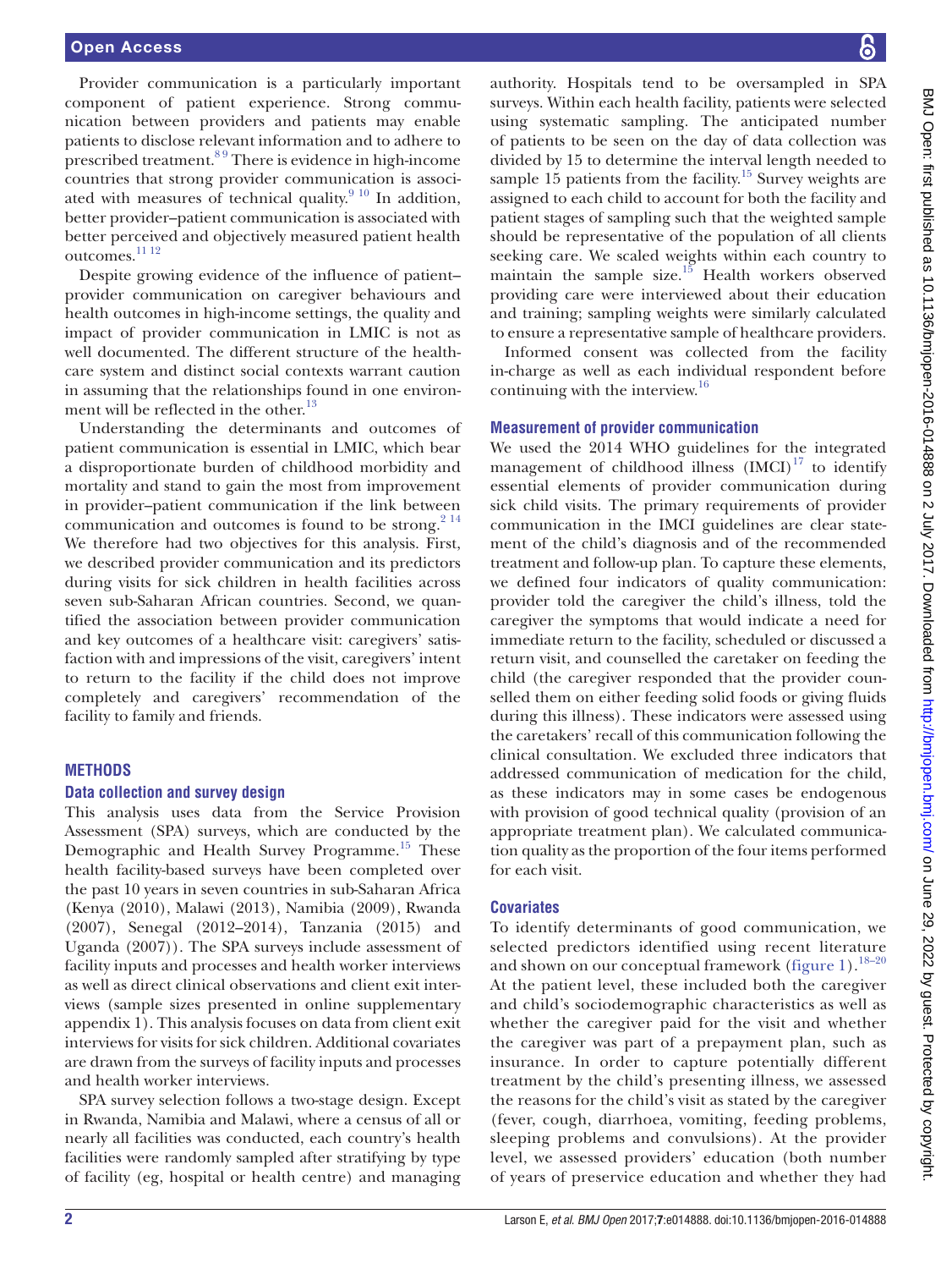Provider communication is a particularly important component of patient experience. Strong communication between providers and patients may enable patients to disclose relevant information and to adhere to prescribed treatment.[8 9] There is evidence in high-income countries that strong provider communication is associated with measures of technical quality.[9 10] In addition, better provider–patient communication is associated with better perceived and objectively measured patient health outcomes.[11 12]

Despite growing evidence of the influence of patient–provider communication on caregiver behaviours and health outcomes in high-income settings, the quality and impact of provider communication in LMIC is not as well documented. The different structure of the healthcare system and distinct social contexts warrant caution in assuming that the relationships found in one environment will be reflected in the other.[13]

Understanding the determinants and outcomes of patient communication is essential in LMIC, which bear a disproportionate burden of childhood morbidity and mortality and stand to gain the most from improvement in provider–patient communication if the link between communication and outcomes is found to be strong.[2 14] We therefore had two objectives for this analysis. First, we described provider communication and its predictors during visits for sick children in health facilities across seven sub-Saharan African countries. Second, we quantified the association between provider communication and key outcomes of a healthcare visit: caregivers' satisfaction with and impressions of the visit, caregivers' intent to return to the facility if the child does not improve completely and caregivers' recommendation of the facility to family and friends.

## METHODS

### Data collection and survey design

This analysis uses data from the Service Provision Assessment (SPA) surveys, which are conducted by the Demographic and Health Survey Programme.[15] These health facility-based surveys have been completed over the past 10 years in seven countries in sub-Saharan Africa (Kenya (2010), Malawi (2013), Namibia (2009), Rwanda (2007), Senegal (2012–2014), Tanzania (2015) and Uganda (2007)). The SPA surveys include assessment of facility inputs and processes and health worker interviews as well as direct clinical observations and client exit interviews (sample sizes presented in online supplementary appendix 1). This analysis focuses on data from client exit interviews for visits for sick children. Additional covariates are drawn from the surveys of facility inputs and processes and health worker interviews.

SPA survey selection follows a two-stage design. Except in Rwanda, Namibia and Malawi, where a census of all or nearly all facilities was conducted, each country's health facilities were randomly sampled after stratifying by type of facility (eg, hospital or health centre) and managing authority. Hospitals tend to be oversampled in SPA surveys. Within each health facility, patients were selected using systematic sampling. The anticipated number of patients to be seen on the day of data collection was divided by 15 to determine the interval length needed to sample 15 patients from the facility.[15] Survey weights are assigned to each child to account for both the facility and patient stages of sampling such that the weighted sample should be representative of the population of all clients seeking care. We scaled weights within each country to maintain the sample size.[15] Health workers observed providing care were interviewed about their education and training; sampling weights were similarly calculated to ensure a representative sample of healthcare providers.

Informed consent was collected from the facility in-charge as well as each individual respondent before continuing with the interview.[16]

### Measurement of provider communication

We used the 2014 WHO guidelines for the integrated management of childhood illness (IMCI)[17] to identify essential elements of provider communication during sick child visits. The primary requirements of provider communication in the IMCI guidelines are clear statement of the child's diagnosis and of the recommended treatment and follow-up plan. To capture these elements, we defined four indicators of quality communication: provider told the caregiver the child's illness, told the caregiver the symptoms that would indicate a need for immediate return to the facility, scheduled or discussed a return visit, and counselled the caretaker on feeding the child (the caregiver responded that the provider counselled them on either feeding solid foods or giving fluids during this illness). These indicators were assessed using the caretakers' recall of this communication following the clinical consultation. We excluded three indicators that addressed communication of medication for the child, as these indicators may in some cases be endogenous with provision of good technical quality (provision of an appropriate treatment plan). We calculated communication quality as the proportion of the four items performed for each visit.

### Covariates

To identify determinants of good communication, we selected predictors identified using recent literature and shown on our conceptual framework (figure 1).[18–20] At the patient level, these included both the caregiver and child's sociodemographic characteristics as well as whether the caregiver paid for the visit and whether the caregiver was part of a prepayment plan, such as insurance. In order to capture potentially different treatment by the child's presenting illness, we assessed the reasons for the child's visit as stated by the caregiver (fever, cough, diarrhoea, vomiting, feeding problems, sleeping problems and convulsions). At the provider level, we assessed providers' education (both number of years of preservice education and whether they had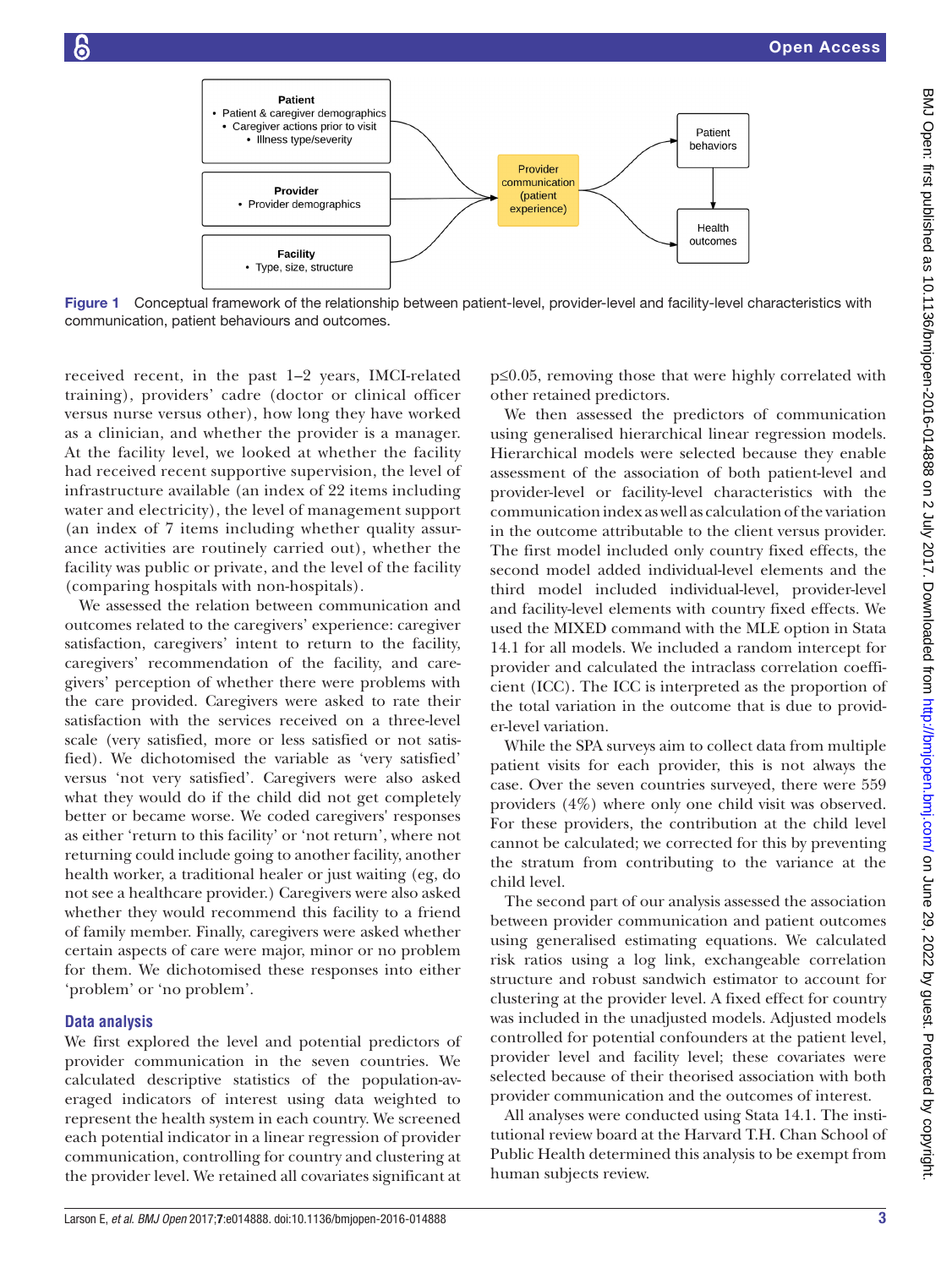Patient
- Patient & caregiver demographics
- Caregiver actions prior to visit
- Illness type/severity

Provider
- Provider demographics

Facility
- Type, size, structure

Provider communication (patient experience)

Patient behaviors

Health outcomes

**Figure 1** Conceptual framework of the relationship between patient-level, provider-level and facility-level characteristics with communication, patient behaviours and outcomes.

received recent, in the past 1–2 years, IMCI-related training), providers' cadre (doctor or clinical officer versus nurse versus other), how long they have worked as a clinician, and whether the provider is a manager. At the facility level, we looked at whether the facility had received recent supportive supervision, the level of infrastructure available (an index of 22 items including water and electricity), the level of management support (an index of 7 items including whether quality assurance activities are routinely carried out), whether the facility was public or private, and the level of the facility (comparing hospitals with non-hospitals).

We assessed the relation between communication and outcomes related to the caregivers' experience: caregiver satisfaction, caregivers' intent to return to the facility, caregivers' recommendation of the facility, and caregivers' perception of whether there were problems with the care provided. Caregivers were asked to rate their satisfaction with the services received on a three-level scale (very satisfied, more or less satisfied or not satisfied). We dichotomised the variable as 'very satisfied' versus 'not very satisfied'. Caregivers were also asked what they would do if the child did not get completely better or became worse. We coded caregivers' responses as either 'return to this facility' or 'not return', where not returning could include going to another facility, another health worker, a traditional healer or just waiting (eg, do not see a healthcare provider.) Caregivers were also asked whether they would recommend this facility to a friend of family member. Finally, caregivers were asked whether certain aspects of care were major, minor or no problem for them. We dichotomised these responses into either 'problem' or 'no problem'.

## Data analysis

We first explored the level and potential predictors of provider communication in the seven countries. We calculated descriptive statistics of the population-averaged indicators of interest using data weighted to represent the health system in each country. We screened each potential indicator in a linear regression of provider communication, controlling for country and clustering at the provider level. We retained all covariates significant at $p \leq 0.05$, removing those that were highly correlated with other retained predictors.

We then assessed the predictors of communication using generalised hierarchical linear regression models. Hierarchical models were selected because they enable assessment of the association of both patient-level and provider-level or facility-level characteristics with the communication index as well as calculation of the variation in the outcome attributable to the client versus provider. The first model included only country fixed effects, the second model added individual-level elements and the third model included individual-level, provider-level and facility-level elements with country fixed effects. We used the MIXED command with the MLE option in Stata 14.1 for all models. We included a random intercept for provider and calculated the intraclass correlation coefficient (ICC). The ICC is interpreted as the proportion of the total variation in the outcome that is due to provider-level variation.

While the SPA surveys aim to collect data from multiple patient visits for each provider, this is not always the case. Over the seven countries surveyed, there were 559 providers (4%) where only one child visit was observed. For these providers, the contribution at the child level cannot be calculated; we corrected for this by preventing the stratum from contributing to the variance at the child level.

The second part of our analysis assessed the association between provider communication and patient outcomes using generalised estimating equations. We calculated risk ratios using a log link, exchangeable correlation structure and robust sandwich estimator to account for clustering at the provider level. A fixed effect for country was included in the unadjusted models. Adjusted models controlled for potential confounders at the patient level, provider level and facility level; these covariates were selected because of their theorised association with both provider communication and the outcomes of interest.

All analyses were conducted using Stata 14.1. The institutional review board at the Harvard T.H. Chan School of Public Health determined this analysis to be exempt from human subjects review.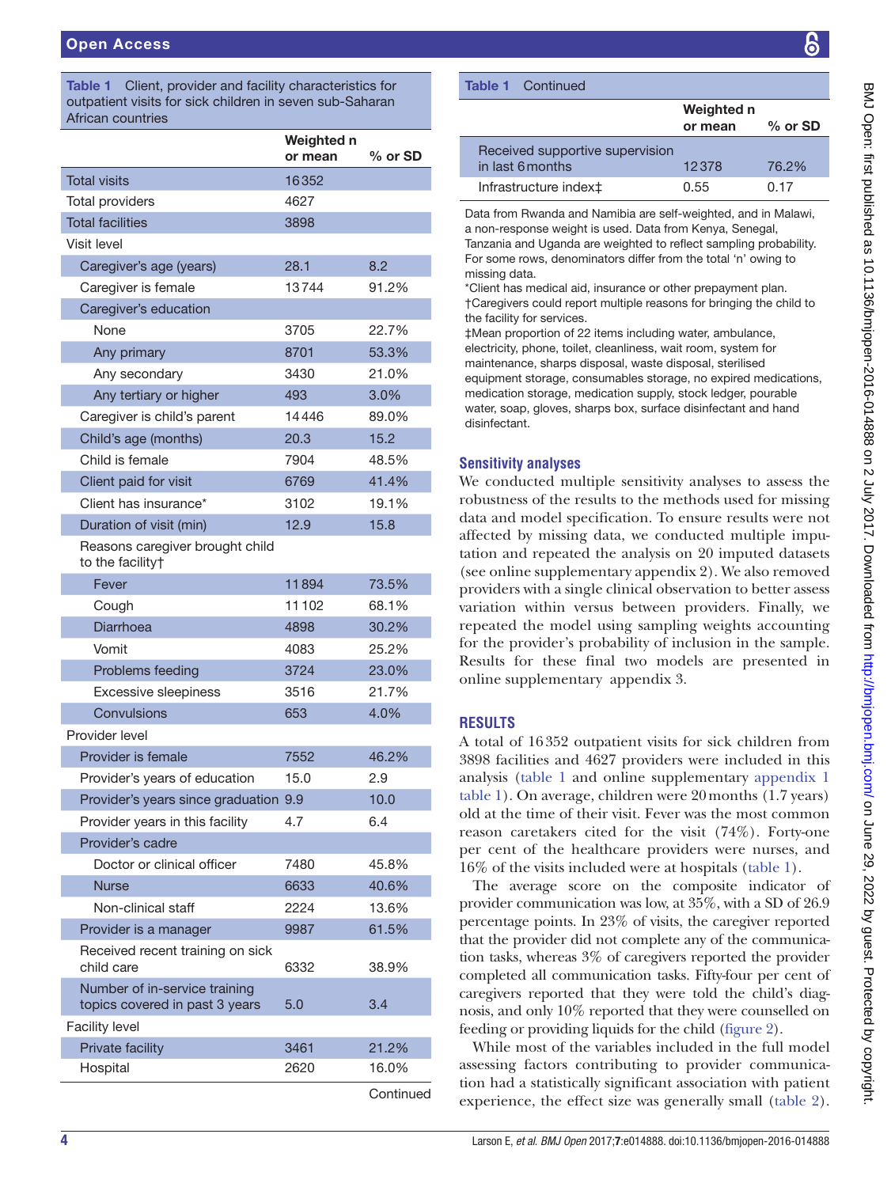**Table 1** Client, provider and facility characteristics for outpatient visits for sick children in seven sub-Saharan African countries

| | Weighted n or mean | % or SD |
|---|---|---|
| Total visits | 16352 | |
| Total providers | 4627 | |
| Total facilities | 3898 | |
| Visit level | | |
| Caregiver's age (years) | 28.1 | 8.2 |
| Caregiver is female | 13744 | 91.2% |
| Caregiver's education | | |
| None | 3705 | 22.7% |
| Any primary | 8701 | 53.3% |
| Any secondary | 3430 | 21.0% |
| Any tertiary or higher | 493 | 3.0% |
| Caregiver is child's parent | 14446 | 89.0% |
| Child's age (months) | 20.3 | 15.2 |
| Child is female | 7904 | 48.5% |
| Client paid for visit | 6769 | 41.4% |
| Client has insurance* | 3102 | 19.1% |
| Duration of visit (min) | 12.9 | 15.8 |
| Reasons caregiver brought child to the facility† | | |
| Fever | 11894 | 73.5% |
| Cough | 11102 | 68.1% |
| Diarrhoea | 4898 | 30.2% |
| Vomit | 4083 | 25.2% |
| Problems feeding | 3724 | 23.0% |
| Excessive sleepiness | 3516 | 21.7% |
| Convulsions | 653 | 4.0% |
| Provider level | | |
| Provider is female | 7552 | 46.2% |
| Provider's years of education | 15.0 | 2.9 |
| Provider's years since graduation | 9.9 | 10.0 |
| Provider years in this facility | 4.7 | 6.4 |
| Provider's cadre | | |
| Doctor or clinical officer | 7480 | 45.8% |
| Nurse | 6633 | 40.6% |
| Non-clinical staff | 2224 | 13.6% |
| Provider is a manager | 9987 | 61.5% |
| Received recent training on sick child care | 6332 | 38.9% |
| Number of in-service training topics covered in past 3 years | 5.0 | 3.4 |
| Facility level | | |
| Private facility | 3461 | 21.2% |
| Hospital | 2620 | 16.0% |
| Received supportive supervision in last 6 months | 12378 | 76.2% |
| Infrastructure index‡ | 0.55 | 0.17 |

Data from Rwanda and Namibia are self-weighted, and in Malawi, a non-response weight is used. Data from Kenya, Senegal, Tanzania and Uganda are weighted to reflect sampling probability. For some rows, denominators differ from the total 'n' owing to missing data.

*Client has medical aid, insurance or other prepayment plan.

†Caregivers could report multiple reasons for bringing the child to the facility for services.

‡Mean proportion of 22 items including water, ambulance, electricity, phone, toilet, cleanliness, wait room, system for maintenance, sharps disposal, waste disposal, sterilised equipment storage, consumables storage, no expired medications, medication storage, medication supply, stock ledger, pourable water, soap, gloves, sharps box, surface disinfectant and hand disinfectant.

### Sensitivity analyses

We conducted multiple sensitivity analyses to assess the robustness of the results to the methods used for missing data and model specification. To ensure results were not affected by missing data, we conducted multiple imputation and repeated the analysis on 20 imputed datasets (see online supplementary appendix 2). We also removed providers with a single clinical observation to better assess variation within versus between providers. Finally, we repeated the model using sampling weights accounting for the provider's probability of inclusion in the sample. Results for these final two models are presented in online supplementary appendix 3.

## RESULTS

A total of 16352 outpatient visits for sick children from 3898 facilities and 4627 providers were included in this analysis (table 1 and online supplementary appendix 1 table 1). On average, children were 20 months (1.7 years) old at the time of their visit. Fever was the most common reason caretakers cited for the visit (74%). Forty-one per cent of the healthcare providers were nurses, and 16% of the visits included were at hospitals (table 1).

The average score on the composite indicator of provider communication was low, at 35%, with a SD of 26.9 percentage points. In 23% of visits, the caregiver reported that the provider did not complete any of the communication tasks, whereas 3% of caregivers reported the provider completed all communication tasks. Fifty-four per cent of caregivers reported that they were told the child's diagnosis, and only 10% reported that they were counselled on feeding or providing liquids for the child (figure 2).

While most of the variables included in the full model assessing factors contributing to provider communication had a statistically significant association with patient experience, the effect size was generally small (table 2).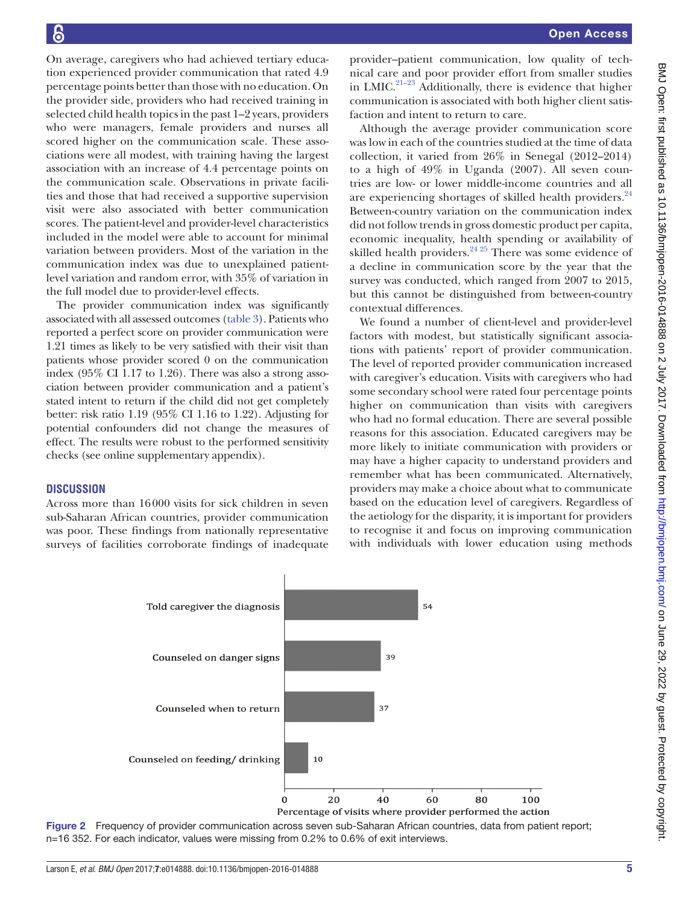On average, caregivers who had achieved tertiary education experienced provider communication that rated 4.9 percentage points better than those with no education. On the provider side, providers who had received training in selected child health topics in the past 1–2 years, providers who were managers, female providers and nurses all scored higher on the communication scale. These associations were all modest, with training having the largest association with an increase of 4.4 percentage points on the communication scale. Observations in private facilities and those that had received a supportive supervision visit were also associated with better communication scores. The patient-level and provider-level characteristics included in the model were able to account for minimal variation between providers. Most of the variation in the communication index was due to unexplained patient-level variation and random error, with 35% of variation in the full model due to provider-level effects.

The provider communication index was significantly associated with all assessed outcomes (table 3). Patients who reported a perfect score on provider communication were 1.21 times as likely to be very satisfied with their visit than patients whose provider scored 0 on the communication index (95% CI 1.17 to 1.26). There was also a strong association between provider communication and a patient's stated intent to return if the child did not get completely better: risk ratio 1.19 (95% CI 1.16 to 1.22). Adjusting for potential confounders did not change the measures of effect. The results were robust to the performed sensitivity checks (see online supplementary appendix).

## DISCUSSION

Across more than 16000 visits for sick children in seven sub-Saharan African countries, provider communication was poor. These findings from nationally representative surveys of facilities corroborate findings of inadequate provider–patient communication, low quality of technical care and poor provider effort from smaller studies in LMIC.[21–23] Additionally, there is evidence that higher communication is associated with both higher client satisfaction and intent to return to care.

Although the average provider communication score was low in each of the countries studied at the time of data collection, it varied from 26% in Senegal (2012–2014) to a high of 49% in Uganda (2007). All seven countries are low- or lower middle-income countries and all are experiencing shortages of skilled health providers.[24] Between-country variation on the communication index did not follow trends in gross domestic product per capita, economic inequality, health spending or availability of skilled health providers.[24 25] There was some evidence of a decline in communication score by the year that the survey was conducted, which ranged from 2007 to 2015, but this cannot be distinguished from between-country contextual differences.

We found a number of client-level and provider-level factors with modest, but statistically significant associations with patients' report of provider communication. The level of reported provider communication increased with caregiver's education. Visits with caregivers who had some secondary school were rated four percentage points higher on communication than visits with caregivers who had no formal education. There are several possible reasons for this association. Educated caregivers may be more likely to initiate communication with providers or may have a higher capacity to understand providers and remember what has been communicated. Alternatively, providers may make a choice about what to communicate based on the education level of caregivers. Regardless of the aetiology for the disparity, it is important for providers to recognise it and focus on improving communication with individuals with lower education using methods

| Action | Percentage of visits where provider performed the action |
|---|---|
| Told caregiver the diagnosis | 54 |
| Counseled on danger signs | 39 |
| Counseled when to return | 37 |
| Counseled on feeding/ drinking | 10 |

Figure 2 Frequency of provider communication across seven sub-Saharan African countries, data from patient report; n=16 352. For each indicator, values were missing from 0.2% to 0.6% of exit interviews.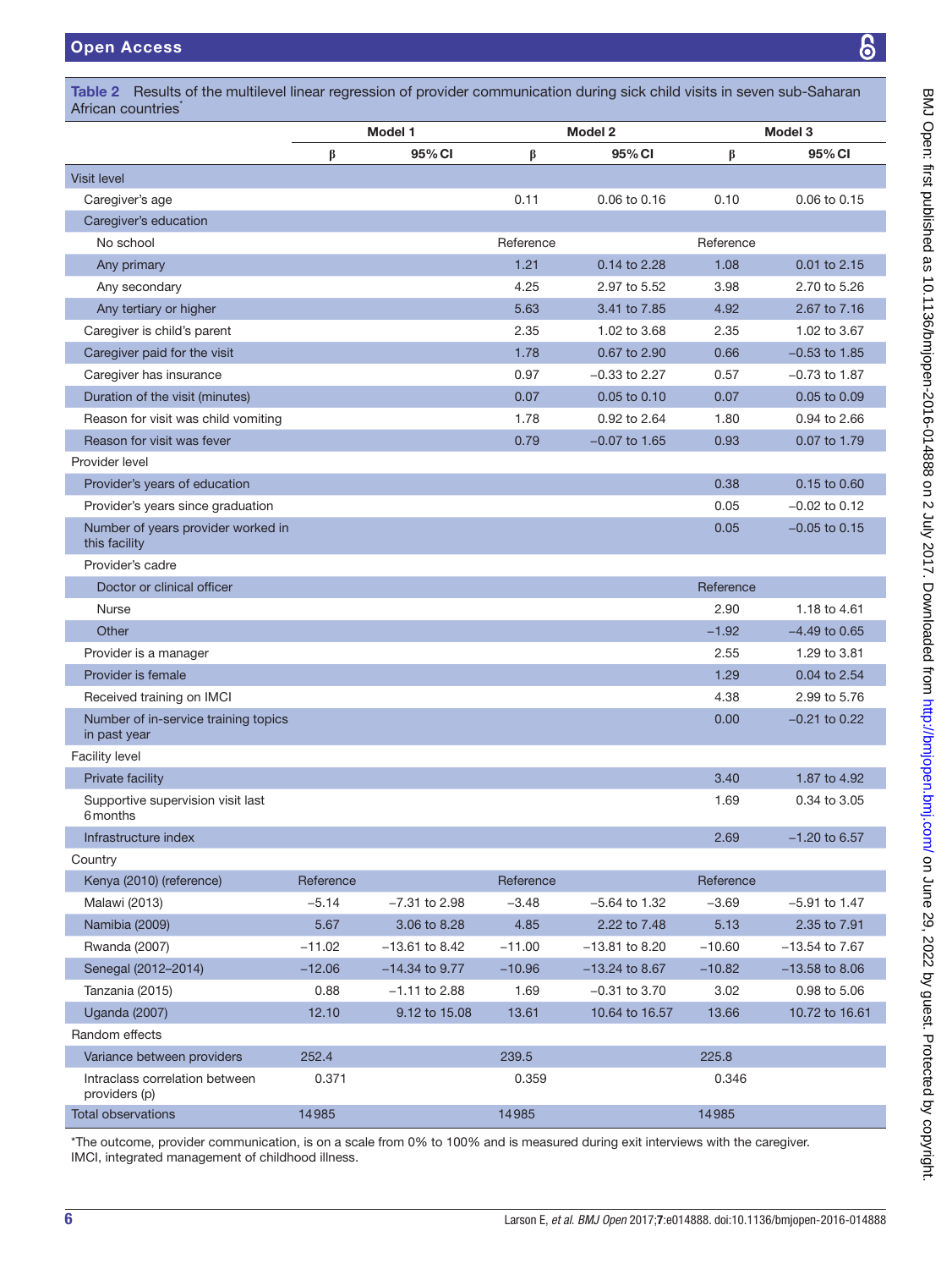**Table 2** Results of the multilevel linear regression of provider communication during sick child visits in seven sub-Saharan African countries*

| | Model 1 | | Model 2 | | Model 3 | |
|---|---|---|---|---|---|---|
| | β | 95% CI | β | 95% CI | β | 95% CI |
| **Visit level** | | | | | | |
| Caregiver's age | | | 0.11 | 0.06 to 0.16 | 0.10 | 0.06 to 0.15 |
| Caregiver's education | | | | | | |
| No school | | | Reference | | Reference | |
| Any primary | | | 1.21 | 0.14 to 2.28 | 1.08 | 0.01 to 2.15 |
| Any secondary | | | 4.25 | 2.97 to 5.52 | 3.98 | 2.70 to 5.26 |
| Any tertiary or higher | | | 5.63 | 3.41 to 7.85 | 4.92 | 2.67 to 7.16 |
| Caregiver is child's parent | | | 2.35 | 1.02 to 3.68 | 2.35 | 1.02 to 3.67 |
| Caregiver paid for the visit | | | 1.78 | 0.67 to 2.90 | 0.66 | −0.53 to 1.85 |
| Caregiver has insurance | | | 0.97 | −0.33 to 2.27 | 0.57 | −0.73 to 1.87 |
| Duration of the visit (minutes) | | | 0.07 | 0.05 to 0.10 | 0.07 | 0.05 to 0.09 |
| Reason for visit was child vomiting | | | 1.78 | 0.92 to 2.64 | 1.80 | 0.94 to 2.66 |
| Reason for visit was fever | | | 0.79 | −0.07 to 1.65 | 0.93 | 0.07 to 1.79 |
| **Provider level** | | | | | | |
| Provider's years of education | | | | | 0.38 | 0.15 to 0.60 |
| Provider's years since graduation | | | | | 0.05 | −0.02 to 0.12 |
| Number of years provider worked in this facility | | | | | 0.05 | −0.05 to 0.15 |
| Provider's cadre | | | | | | |
| Doctor or clinical officer | | | | | Reference | |
| Nurse | | | | | 2.90 | 1.18 to 4.61 |
| Other | | | | | −1.92 | −4.49 to 0.65 |
| Provider is a manager | | | | | 2.55 | 1.29 to 3.81 |
| Provider is female | | | | | 1.29 | 0.04 to 2.54 |
| Received training on IMCI | | | | | 4.38 | 2.99 to 5.76 |
| Number of in-service training topics in past year | | | | | 0.00 | −0.21 to 0.22 |
| **Facility level** | | | | | | |
| Private facility | | | | | 3.40 | 1.87 to 4.92 |
| Supportive supervision visit last 6 months | | | | | 1.69 | 0.34 to 3.05 |
| Infrastructure index | | | | | 2.69 | −1.20 to 6.57 |
| **Country** | | | | | | |
| Kenya (2010) (reference) | Reference | | Reference | | Reference | |
| Malawi (2013) | −5.14 | −7.31 to 2.98 | −3.48 | −5.64 to 1.32 | −3.69 | −5.91 to 1.47 |
| Namibia (2009) | 5.67 | 3.06 to 8.28 | 4.85 | 2.22 to 7.48 | 5.13 | 2.35 to 7.91 |
| Rwanda (2007) | −11.02 | −13.61 to 8.42 | −11.00 | −13.81 to 8.20 | −10.60 | −13.54 to 7.67 |
| Senegal (2012–2014) | −12.06 | −14.34 to 9.77 | −10.96 | −13.24 to 8.67 | −10.82 | −13.58 to 8.06 |
| Tanzania (2015) | 0.88 | −1.11 to 2.88 | 1.69 | −0.31 to 3.70 | 3.02 | 0.98 to 5.06 |
| Uganda (2007) | 12.10 | 9.12 to 15.08 | 13.61 | 10.64 to 16.57 | 13.66 | 10.72 to 16.61 |
| **Random effects** | | | | | | |
| Variance between providers | 252.4 | | 239.5 | | 225.8 | |
| Intraclass correlation between providers (ρ) | 0.371 | | 0.359 | | 0.346 | |
| Total observations | 14985 | | 14985 | | 14985 | |

*The outcome, provider communication, is on a scale from 0% to 100% and is measured during exit interviews with the caregiver.
IMCI, integrated management of childhood illness.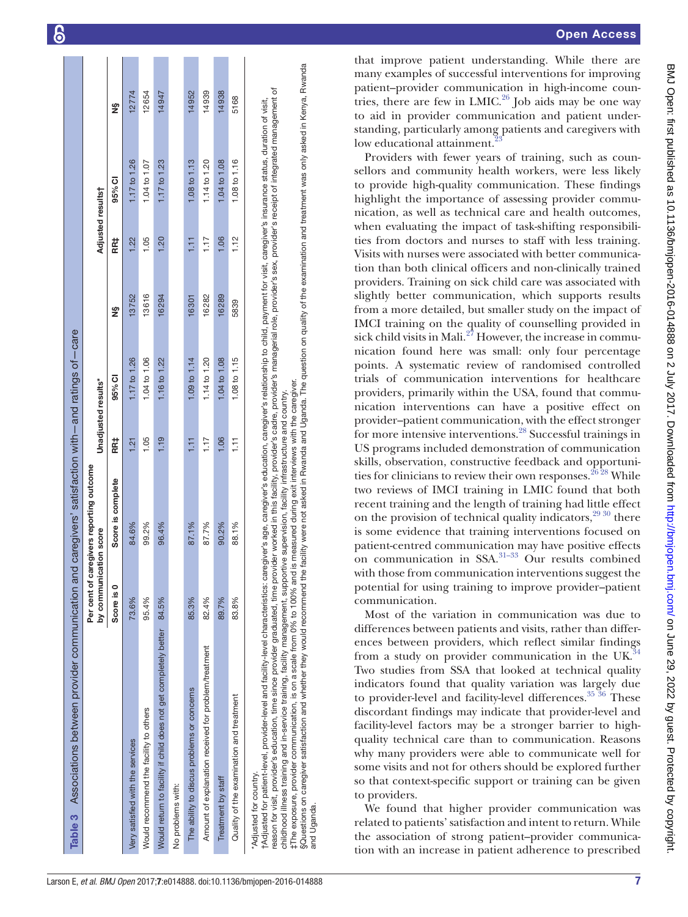**Table 3** Associations between provider communication and caregivers' satisfaction with—and ratings of—care

| | Per cent of caregivers reporting outcome by communication score | | Unadjusted results* | | | Adjusted results† | | |
|---|---|---|---|---|---|---|---|---|
| | Score is 0 | Score is complete | RR‡ | 95% CI | N§ | RR‡ | 95% CI | N§ |
| Very satisfied with the services | 73.6% | 84.6% | 1.21 | 1.17 to 1.26 | 13752 | 1.22 | 1.17 to 1.26 | 12774 |
| Would recommend the facility to others | 95.4% | 99.2% | 1.05 | 1.04 to 1.06 | 13616 | 1.05 | 1.04 to 1.07 | 12654 |
| Would return to facility if child does not get completely better | 84.5% | 96.4% | 1.19 | 1.16 to 1.22 | 16294 | 1.20 | 1.17 to 1.23 | 14947 |
| No problems with: | | | | | | | | |
| The ability to discuss problems or concerns | 85.3% | 87.1% | 1.11 | 1.09 to 1.14 | 16301 | 1.11 | 1.08 to 1.13 | 14952 |
| Amount of explanation received for problem/treatment | 82.4% | 87.7% | 1.17 | 1.14 to 1.20 | 16282 | 1.17 | 1.14 to 1.20 | 14939 |
| Treatment by staff | 89.7% | 90.2% | 1.06 | 1.04 to 1.08 | 16289 | 1.06 | 1.04 to 1.08 | 14938 |
| Quality of the examination and treatment | 83.8% | 88.1% | 1.11 | 1.08 to 1.15 | 5839 | 1.12 | 1.08 to 1.16 | 5168 |

*Adjusted for country.
†Adjusted for patient-level, provider-level and facility-level characteristics: caregiver's age, caregiver's education, caregiver's relationship to child, payment for visit, caregiver's insurance status, duration of visit, reason for visit, provider's education, time since provider graduated, time provider worked in this facility, provider's cadre, provider's managerial role, provider's sex, provider's receipt of integrated management of childhood illness training and in-service training, facility management, supportive supervision, facility infrastructure and country.
‡The exposure, provider communication, is on a scale from 0% to 100% and is measured during exit interviews with the caregiver.
§Questions on caregiver satisfaction and whether they would recommend the facility were not asked in Rwanda and Uganda. The question on quality of the examination and treatment was only asked in Kenya, Rwanda and Uganda.

that improve patient understanding. While there are many examples of successful interventions for improving patient–provider communication in high-income countries, there are few in LMIC.[26] Job aids may be one way to aid in provider communication and patient understanding, particularly among patients and caregivers with low educational attainment.[23]

Providers with fewer years of training, such as counsellors and community health workers, were less likely to provide high-quality communication. These findings highlight the importance of assessing provider communication, as well as technical care and health outcomes, when evaluating the impact of task-shifting responsibilities from doctors and nurses to staff with less training. Visits with nurses were associated with better communication than both clinical officers and non-clinically trained providers. Training on sick child care was associated with slightly better communication, which supports results from a more detailed, but smaller study on the impact of IMCI training on the quality of counselling provided in sick child visits in Mali.[27] However, the increase in communication found here was small: only four percentage points. A systematic review of randomised controlled trials of communication interventions for healthcare providers, primarily within the USA, found that communication interventions can have a positive effect on provider–patient communication, with the effect stronger for more intensive interventions.[28] Successful trainings in US programs included demonstration of communication skills, observation, constructive feedback and opportunities for clinicians to review their own responses.[26,28] While two reviews of IMCI training in LMIC found that both recent training and the length of training had little effect on the provision of technical quality indicators,[29,30] there is some evidence that training interventions focused on patient-centred communication may have positive effects on communication in SSA.[31–33] Our results combined with those from communication interventions suggest the potential for using training to improve provider–patient communication.

Most of the variation in communication was due to differences between patients and visits, rather than differences between providers, which reflect similar findings from a study on provider communication in the UK.[34] Two studies from SSA that looked at technical quality indicators found that quality variation was largely due to provider-level and facility-level differences.[35,36] These discordant findings may indicate that provider-level and facility-level factors may be a stronger barrier to high-quality technical care than to communication. Reasons why many providers were able to communicate well for some visits and not for others should be explored further so that context-specific support or training can be given to providers.

We found that higher provider communication was related to patients' satisfaction and intent to return. While the association of strong patient–provider communication with an increase in patient adherence to prescribed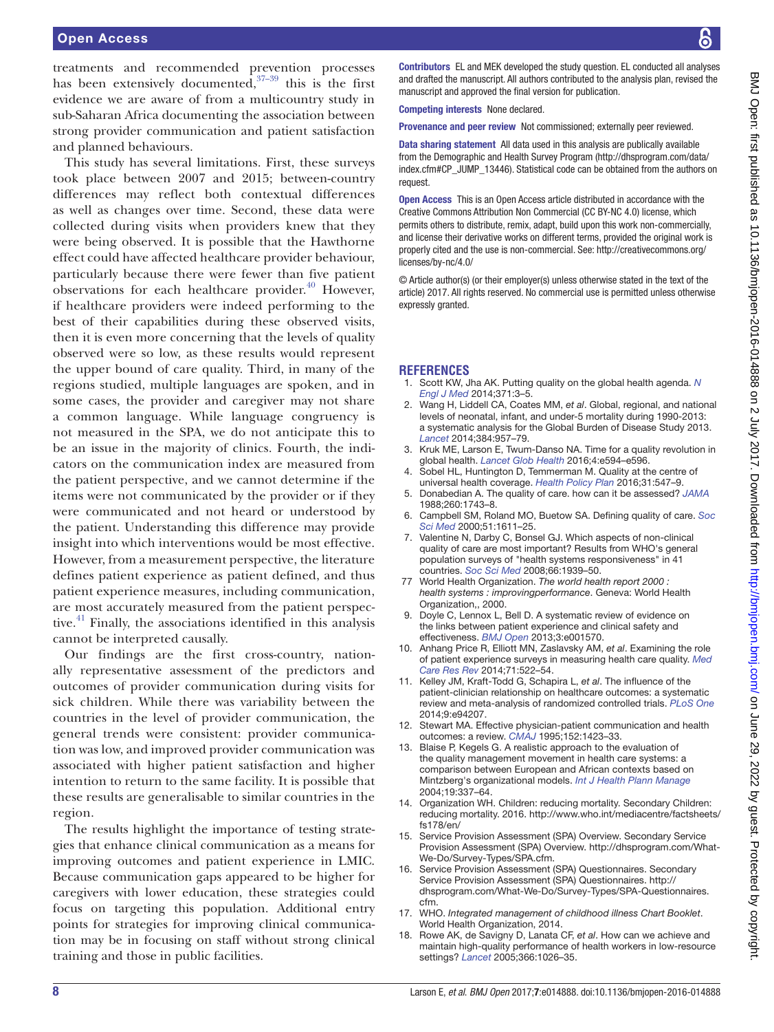treatments and recommended prevention processes has been extensively documented,[37–39] this is the first evidence we are aware of from a multicountry study in sub-Saharan Africa documenting the association between strong provider communication and patient satisfaction and planned behaviours.

This study has several limitations. First, these surveys took place between 2007 and 2015; between-country differences may reflect both contextual differences as well as changes over time. Second, these data were collected during visits when providers knew that they were being observed. It is possible that the Hawthorne effect could have affected healthcare provider behaviour, particularly because there were fewer than five patient observations for each healthcare provider.[40] However, if healthcare providers were indeed performing to the best of their capabilities during these observed visits, then it is even more concerning that the levels of quality observed were so low, as these results would represent the upper bound of care quality. Third, in many of the regions studied, multiple languages are spoken, and in some cases, the provider and caregiver may not share a common language. While language congruency is not measured in the SPA, we do not anticipate this to be an issue in the majority of clinics. Fourth, the indicators on the communication index are measured from the patient perspective, and we cannot determine if the items were not communicated by the provider or if they were communicated and not heard or understood by the patient. Understanding this difference may provide insight into which interventions would be most effective. However, from a measurement perspective, the literature defines patient experience as patient defined, and thus patient experience measures, including communication, are most accurately measured from the patient perspective.[41] Finally, the associations identified in this analysis cannot be interpreted causally.

Our findings are the first cross-country, nationally representative assessment of the predictors and outcomes of provider communication during visits for sick children. While there was variability between the countries in the level of provider communication, the general trends were consistent: provider communication was low, and improved provider communication was associated with higher patient satisfaction and higher intention to return to the same facility. It is possible that these results are generalisable to similar countries in the region.

The results highlight the importance of testing strategies that enhance clinical communication as a means for improving outcomes and patient experience in LMIC. Because communication gaps appeared to be higher for caregivers with lower education, these strategies could focus on targeting this population. Additional entry points for strategies for improving clinical communication may be in focusing on staff without strong clinical training and those in public facilities.

**Contributors** EL and MEK developed the study question. EL conducted all analyses and drafted the manuscript. All authors contributed to the analysis plan, revised the manuscript and approved the final version for publication.

**Competing interests** None declared.

**Provenance and peer review** Not commissioned; externally peer reviewed.

**Data sharing statement** All data used in this analysis are publically available from the Demographic and Health Survey Program (http://dhsprogram.com/data/index.cfm#CP_JUMP_13446). Statistical code can be obtained from the authors on request.

**Open Access** This is an Open Access article distributed in accordance with the Creative Commons Attribution Non Commercial (CC BY-NC 4.0) license, which permits others to distribute, remix, adapt, build upon this work non-commercially, and license their derivative works on different terms, provided the original work is properly cited and the use is non-commercial. See: http://creativecommons.org/licenses/by-nc/4.0/

© Article author(s) (or their employer(s) unless otherwise stated in the text of the article) 2017. All rights reserved. No commercial use is permitted unless otherwise expressly granted.

## REFERENCES

1. Scott KW, Jha AK. Putting quality on the global health agenda. *N Engl J Med* 2014;371:3–5.
2. Wang H, Liddell CA, Coates MM, *et al*. Global, regional, and national levels of neonatal, infant, and under-5 mortality during 1990-2013: a systematic analysis for the Global Burden of Disease Study 2013. *Lancet* 2014;384:957–79.
3. Kruk ME, Larson E, Twum-Danso NA. Time for a quality revolution in global health. *Lancet Glob Health* 2016;4:e594–e596.
4. Sobel HL, Huntington D, Temmerman M. Quality at the centre of universal health coverage. *Health Policy Plan* 2016;31:547–9.
5. Donabedian A. The quality of care. how can it be assessed? *JAMA* 1988;260:1743–8.
6. Campbell SM, Roland MO, Buetow SA. Defining quality of care. *Soc Sci Med* 2000;51:1611–25.
7. Valentine N, Darby C, Bonsel GJ. Which aspects of non-clinical quality of care are most important? Results from WHO's general population surveys of "health systems responsiveness" in 41 countries. *Soc Sci Med* 2008;66:1939–50.
77 World Health Organization. *The world health report 2000 : health systems : improvingperformance*. Geneva: World Health Organization,, 2000.
9. Doyle C, Lennox L, Bell D. A systematic review of evidence on the links between patient experience and clinical safety and effectiveness. *BMJ Open* 2013;3:e001570.
10. Anhang Price R, Elliott MN, Zaslavsky AM, *et al*. Examining the role of patient experience surveys in measuring health care quality. *Med Care Res Rev* 2014;71:522–54.
11. Kelley JM, Kraft-Todd G, Schapira L, *et al*. The influence of the patient-clinician relationship on healthcare outcomes: a systematic review and meta-analysis of randomized controlled trials. *PLoS One* 2014;9:e94207.
12. Stewart MA. Effective physician-patient communication and health outcomes: a review. *CMAJ* 1995;152:1423–33.
13. Blaise P, Kegels G. A realistic approach to the evaluation of the quality management movement in health care systems: a comparison between European and African contexts based on Mintzberg's organizational models. *Int J Health Plann Manage* 2004;19:337–64.
14. Organization WH. Children: reducing mortality. Secondary Children: reducing mortality. 2016. http://www.who.int/mediacentre/factsheets/fs178/en/
15. Service Provision Assessment (SPA) Overview. Secondary Service Provision Assessment (SPA) Overview. http://dhsprogram.com/What-We-Do/Survey-Types/SPA.cfm.
16. Service Provision Assessment (SPA) Questionnaires. Secondary Service Provision Assessment (SPA) Questionnaires. http://dhsprogram.com/What-We-Do/Survey-Types/SPA-Questionnaires.cfm.
17. WHO. *Integrated management of childhood illness Chart Booklet*. World Health Organization, 2014.
18. Rowe AK, de Savigny D, Lanata CF, *et al*. How can we achieve and maintain high-quality performance of health workers in low-resource settings? *Lancet* 2005;366:1026–35.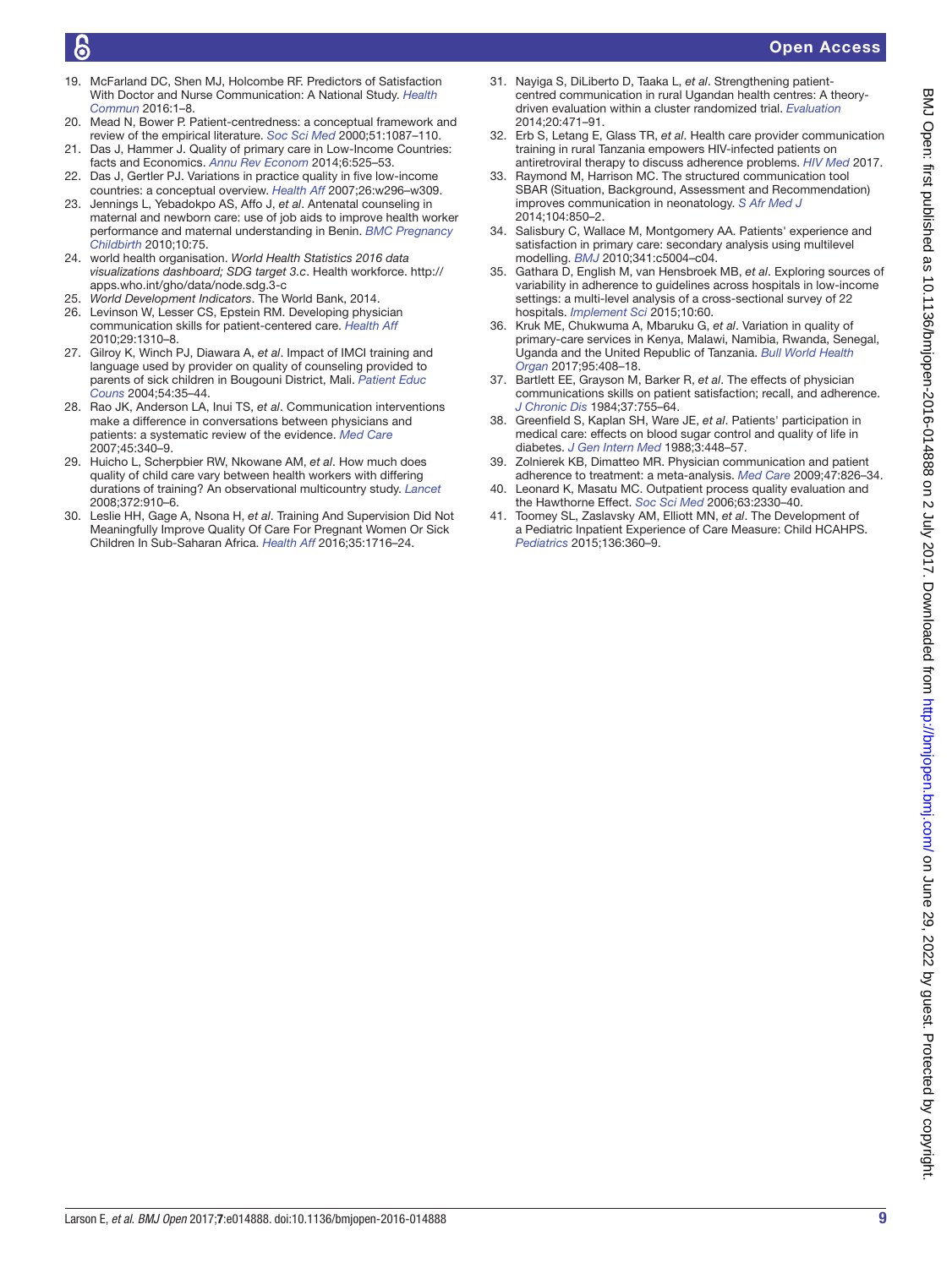19. McFarland DC, Shen MJ, Holcombe RF. Predictors of Satisfaction With Doctor and Nurse Communication: A National Study. *Health Commun* 2016:1–8.
20. Mead N, Bower P. Patient-centredness: a conceptual framework and review of the empirical literature. *Soc Sci Med* 2000;51:1087–110.
21. Das J, Hammer J. Quality of primary care in Low-Income Countries: facts and Economics. *Annu Rev Econom* 2014;6:525–53.
22. Das J, Gertler PJ. Variations in practice quality in five low-income countries: a conceptual overview. *Health Aff* 2007;26:w296–w309.
23. Jennings L, Yebadokpo AS, Affo J, *et al*. Antenatal counseling in maternal and newborn care: use of job aids to improve health worker performance and maternal understanding in Benin. *BMC Pregnancy Childbirth* 2010;10:75.
24. world health organisation. *World Health Statistics 2016 data visualizations dashboard; SDG target 3.c*. Health workforce. http://apps.who.int/gho/data/node.sdg.3-c
25. *World Development Indicators*. The World Bank, 2014.
26. Levinson W, Lesser CS, Epstein RM. Developing physician communication skills for patient-centered care. *Health Aff* 2010;29:1310–8.
27. Gilroy K, Winch PJ, Diawara A, *et al*. Impact of IMCI training and language used by provider on quality of counseling provided to parents of sick children in Bougouni District, Mali. *Patient Educ Couns* 2004;54:35–44.
28. Rao JK, Anderson LA, Inui TS, *et al*. Communication interventions make a difference in conversations between physicians and patients: a systematic review of the evidence. *Med Care* 2007;45:340–9.
29. Huicho L, Scherpbier RW, Nkowane AM, *et al*. How much does quality of child care vary between health workers with differing durations of training? An observational multicountry study. *Lancet* 2008;372:910–6.
30. Leslie HH, Gage A, Nsona H, *et al*. Training And Supervision Did Not Meaningfully Improve Quality Of Care For Pregnant Women Or Sick Children In Sub-Saharan Africa. *Health Aff* 2016;35:1716–24.
31. Nayiga S, DiLiberto D, Taaka L, *et al*. Strengthening patient-centred communication in rural Ugandan health centres: A theory-driven evaluation within a cluster randomized trial. *Evaluation* 2014;20:471–91.
32. Erb S, Letang E, Glass TR, *et al*. Health care provider communication training in rural Tanzania empowers HIV-infected patients on antiretroviral therapy to discuss adherence problems. *HIV Med* 2017.
33. Raymond M, Harrison MC. The structured communication tool SBAR (Situation, Background, Assessment and Recommendation) improves communication in neonatology. *S Afr Med J* 2014;104:850–2.
34. Salisbury C, Wallace M, Montgomery AA. Patients' experience and satisfaction in primary care: secondary analysis using multilevel modelling. *BMJ* 2010;341:c5004–c04.
35. Gathara D, English M, van Hensbroek MB, *et al*. Exploring sources of variability in adherence to guidelines across hospitals in low-income settings: a multi-level analysis of a cross-sectional survey of 22 hospitals. *Implement Sci* 2015;10:60.
36. Kruk ME, Chukwuma A, Mbaruku G, *et al*. Variation in quality of primary-care services in Kenya, Malawi, Namibia, Rwanda, Senegal, Uganda and the United Republic of Tanzania. *Bull World Health Organ* 2017;95:408–18.
37. Bartlett EE, Grayson M, Barker R, *et al*. The effects of physician communications skills on patient satisfaction; recall, and adherence. *J Chronic Dis* 1984;37:755–64.
38. Greenfield S, Kaplan SH, Ware JE, *et al*. Patients' participation in medical care: effects on blood sugar control and quality of life in diabetes. *J Gen Intern Med* 1988;3:448–57.
39. Zolnierek KB, Dimatteo MR. Physician communication and patient adherence to treatment: a meta-analysis. *Med Care* 2009;47:826–34.
40. Leonard K, Masatu MC. Outpatient process quality evaluation and the Hawthorne Effect. *Soc Sci Med* 2006;63:2330–40.
41. Toomey SL, Zaslavsky AM, Elliott MN, *et al*. The Development of a Pediatric Inpatient Experience of Care Measure: Child HCAHPS. *Pediatrics* 2015;136:360–9.